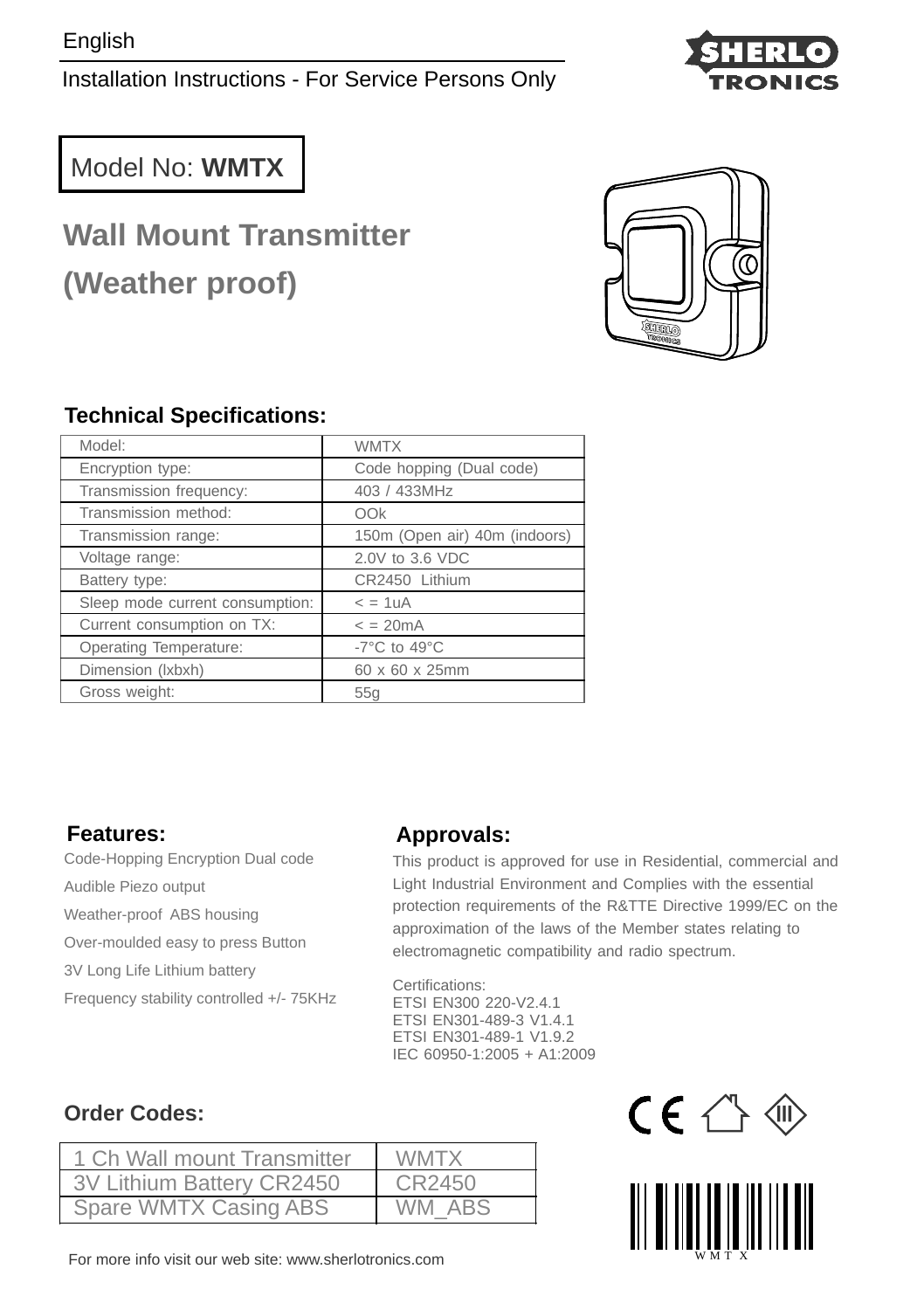English

Installation Instructions - For Service Persons Only

Model No: **WMTX**

# Wall Mount Transmitter (Weather proof)

## Technical Specifications:

| Model: | WMTX |
|---|---|
| Encryption type: | Code hopping (Dual code) |
| Transmission frequency: | 403 / 433MHz |
| Transmission method: | OOk |
| Transmission range: | 150m (Open air) 40m (indoors) |
| Voltage range: | 2.0V to 3.6 VDC |
| Battery type: | CR2450 Lithium |
| Sleep mode current consumption: | < = 1uA |
| Current consumption on TX: | < = 20mA |
| Operating Temperature: | -7°C to 49°C |
| Dimension (lxbxh) | 60 x 60 x 25mm |
| Gross weight: | 55g |

## Features:

Code-Hopping Encryption Dual code

Audible Piezo output

Weather-proof ABS housing

Over-moulded easy to press Button

3V Long Life Lithium battery

Frequency stability controlled +/- 75KHz

## Approvals:

This product is approved for use in Residential, commercial and Light Industrial Environment and Complies with the essential protection requirements of the R&TTE Directive 1999/EC on the approximation of the laws of the Member states relating to electromagnetic compatibility and radio spectrum.

Certifications:
ETSI EN300 220-V2.4.1
ETSI EN301-489-3 V1.4.1
ETSI EN301-489-1 V1.9.2
IEC 60950-1:2005 + A1:2009

## Order Codes:

| 1 Ch Wall mount Transmitter | WMTX |
|---|---|
| 3V Lithium Battery CR2450 | CR2450 |
| Spare WMTX Casing ABS | WM_ABS |

WMTX

For more info visit our web site: www.sherlotronics.com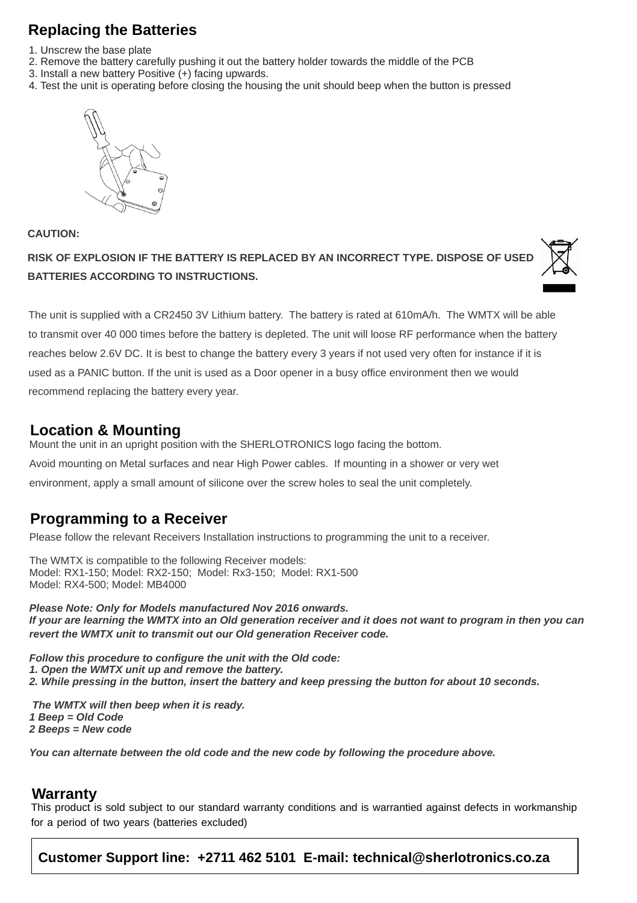## Replacing the Batteries

1. Unscrew the base plate
2. Remove the battery carefully pushing it out the battery holder towards the middle of the PCB
3. Install a new battery Positive (+) facing upwards.
4. Test the unit is operating before closing the housing the unit should beep when the button is pressed

**CAUTION:**

**RISK OF EXPLOSION IF THE BATTERY IS REPLACED BY AN INCORRECT TYPE. DISPOSE OF USED BATTERIES ACCORDING TO INSTRUCTIONS.**

The unit is supplied with a CR2450 3V Lithium battery. The battery is rated at 610mA/h. The WMTX will be able to transmit over 40 000 times before the battery is depleted. The unit will loose RF performance when the battery reaches below 2.6V DC. It is best to change the battery every 3 years if not used very often for instance if it is used as a PANIC button. If the unit is used as a Door opener in a busy office environment then we would recommend replacing the battery every year.

## Location & Mounting

Mount the unit in an upright position with the SHERLOTRONICS logo facing the bottom.

Avoid mounting on Metal surfaces and near High Power cables. If mounting in a shower or very wet environment, apply a small amount of silicone over the screw holes to seal the unit completely.

## Programming to a Receiver

Please follow the relevant Receivers Installation instructions to programming the unit to a receiver.

The WMTX is compatible to the following Receiver models:
Model: RX1-150; Model: RX2-150; Model: Rx3-150; Model: RX1-500
Model: RX4-500; Model: MB4000

***Please Note: Only for Models manufactured Nov 2016 onwards.***
***If your are learning the WMTX into an Old generation receiver and it does not want to program in then you can revert the WMTX unit to transmit out our Old generation Receiver code.***

***Follow this procedure to configure the unit with the Old code:***
***1. Open the WMTX unit up and remove the battery.***
***2. While pressing in the button, insert the battery and keep pressing the button for about 10 seconds.***

***The WMTX will then beep when it is ready.***
***1 Beep = Old Code***
***2 Beeps = New code***

***You can alternate between the old code and the new code by following the procedure above.***

## Warranty

This product is sold subject to our standard warranty conditions and is warrantied against defects in workmanship for a period of two years (batteries excluded)

**Customer Support line: +2711 462 5101 E-mail: technical@sherlotronics.co.za**